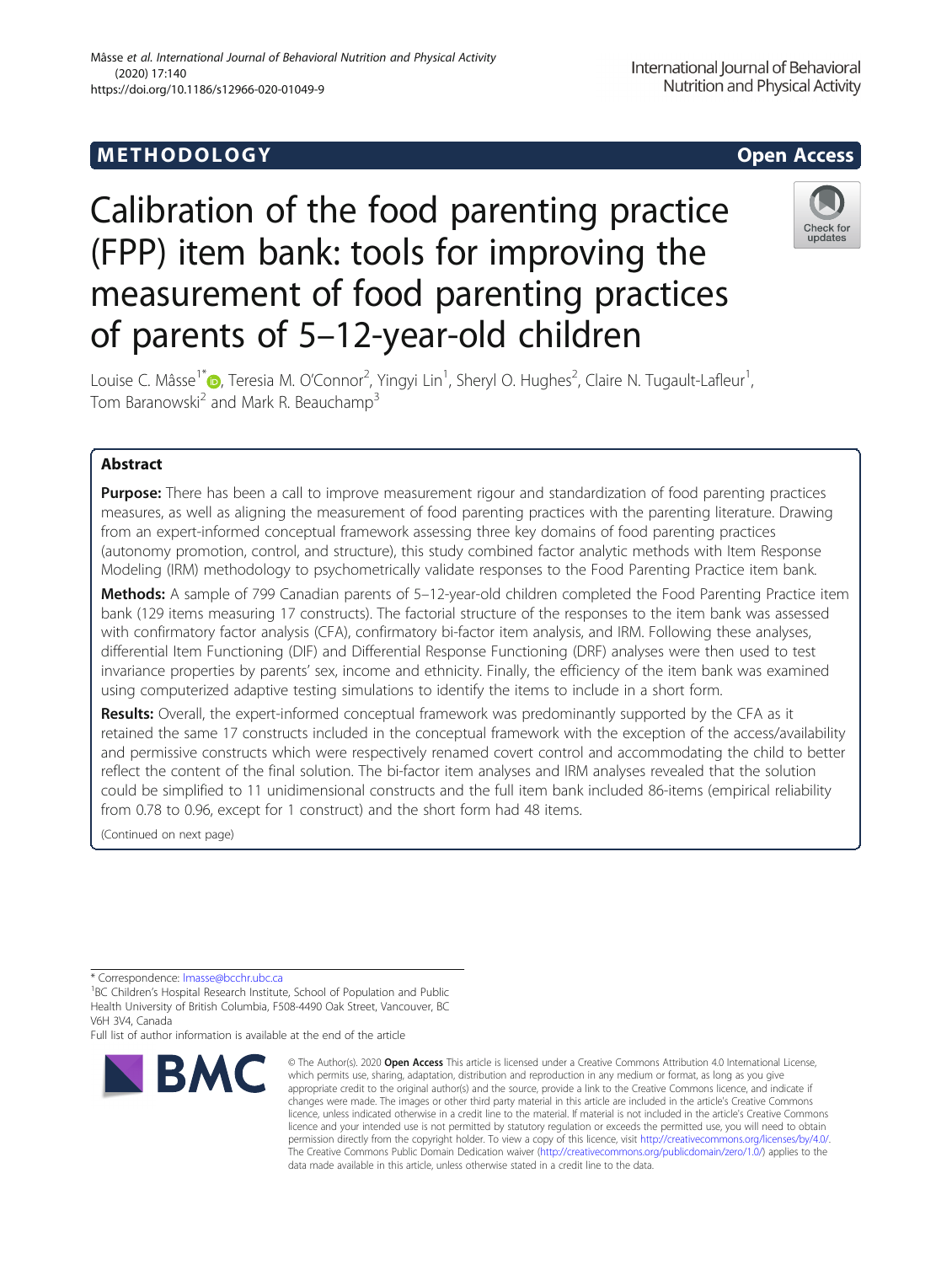METHODOLOGY

Open Access

# Calibration of the food parenting practice (FPP) item bank: tools for improving the measurement of food parenting practices of parents of 5–12-year-old children

Louise C. Mâsse[1*], Teresia M. O'Connor[2], Yingyi Lin[1], Sheryl O. Hughes[2], Claire N. Tugault-Lafleur[1], Tom Baranowski[2] and Mark R. Beauchamp[3]

## Abstract

**Purpose:** There has been a call to improve measurement rigour and standardization of food parenting practices measures, as well as aligning the measurement of food parenting practices with the parenting literature. Drawing from an expert-informed conceptual framework assessing three key domains of food parenting practices (autonomy promotion, control, and structure), this study combined factor analytic methods with Item Response Modeling (IRM) methodology to psychometrically validate responses to the Food Parenting Practice item bank.

**Methods:** A sample of 799 Canadian parents of 5–12-year-old children completed the Food Parenting Practice item bank (129 items measuring 17 constructs). The factorial structure of the responses to the item bank was assessed with confirmatory factor analysis (CFA), confirmatory bi-factor item analysis, and IRM. Following these analyses, differential Item Functioning (DIF) and Differential Response Functioning (DRF) analyses were then used to test invariance properties by parents' sex, income and ethnicity. Finally, the efficiency of the item bank was examined using computerized adaptive testing simulations to identify the items to include in a short form.

**Results:** Overall, the expert-informed conceptual framework was predominantly supported by the CFA as it retained the same 17 constructs included in the conceptual framework with the exception of the access/availability and permissive constructs which were respectively renamed covert control and accommodating the child to better reflect the content of the final solution. The bi-factor item analyses and IRM analyses revealed that the solution could be simplified to 11 unidimensional constructs and the full item bank included 86-items (empirical reliability from 0.78 to 0.96, except for 1 construct) and the short form had 48 items.

(Continued on next page)

* Correspondence: lmasse@bcchr.ubc.ca
[1]BC Children's Hospital Research Institute, School of Population and Public Health University of British Columbia, F508-4490 Oak Street, Vancouver, BC V6H 3V4, Canada
Full list of author information is available at the end of the article

© The Author(s). 2020 **Open Access** This article is licensed under a Creative Commons Attribution 4.0 International License, which permits use, sharing, adaptation, distribution and reproduction in any medium or format, as long as you give appropriate credit to the original author(s) and the source, provide a link to the Creative Commons licence, and indicate if changes were made. The images or other third party material in this article are included in the article's Creative Commons licence, unless indicated otherwise in a credit line to the material. If material is not included in the article's Creative Commons licence and your intended use is not permitted by statutory regulation or exceeds the permitted use, you will need to obtain permission directly from the copyright holder. To view a copy of this licence, visit http://creativecommons.org/licenses/by/4.0/. The Creative Commons Public Domain Dedication waiver (http://creativecommons.org/publicdomain/zero/1.0/) applies to the data made available in this article, unless otherwise stated in a credit line to the data.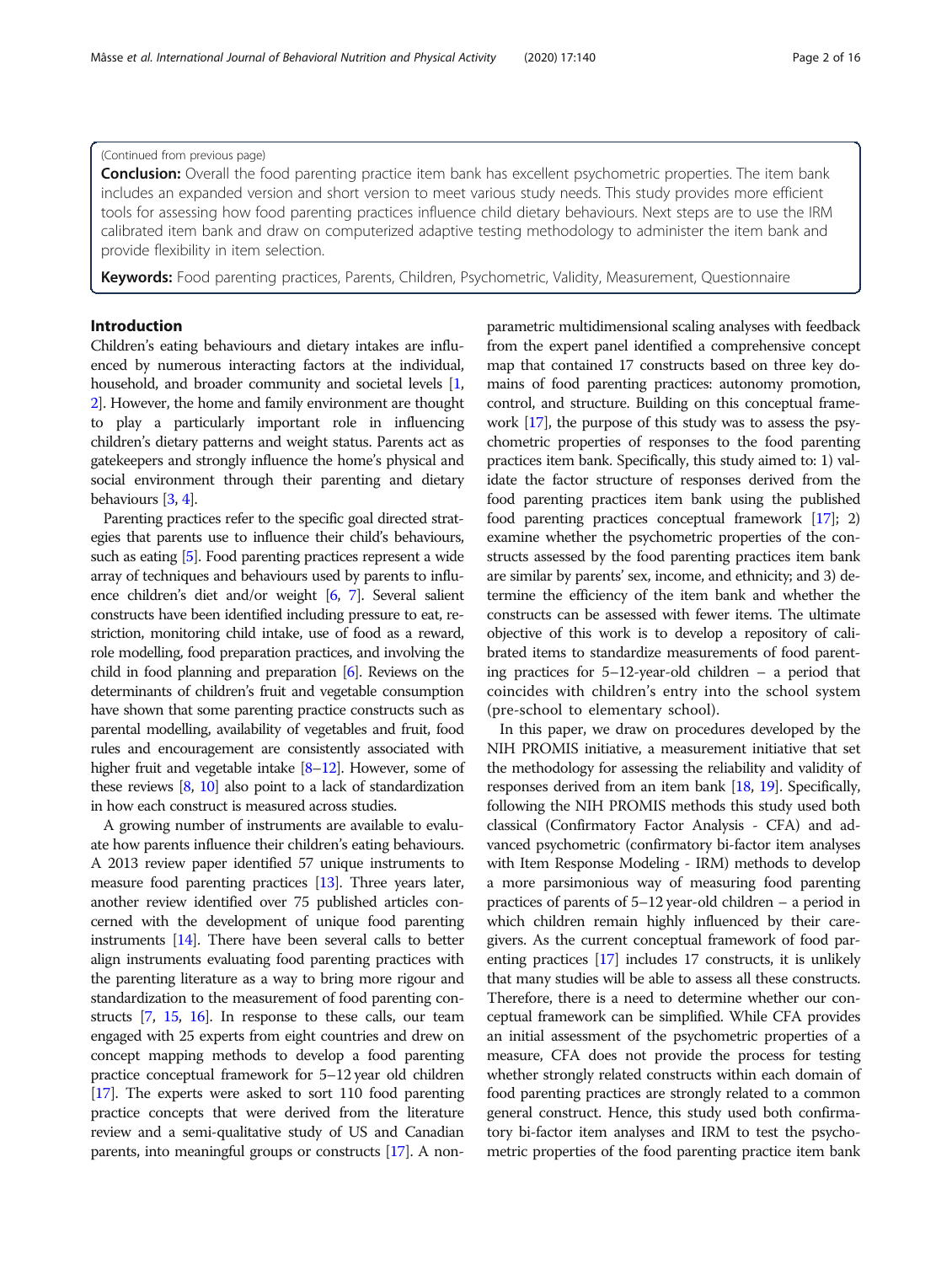(Continued from previous page)

**Conclusion:** Overall the food parenting practice item bank has excellent psychometric properties. The item bank includes an expanded version and short version to meet various study needs. This study provides more efficient tools for assessing how food parenting practices influence child dietary behaviours. Next steps are to use the IRM calibrated item bank and draw on computerized adaptive testing methodology to administer the item bank and provide flexibility in item selection.

**Keywords:** Food parenting practices, Parents, Children, Psychometric, Validity, Measurement, Questionnaire

## Introduction

Children's eating behaviours and dietary intakes are influenced by numerous interacting factors at the individual, household, and broader community and societal levels [1, 2]. However, the home and family environment are thought to play a particularly important role in influencing children's dietary patterns and weight status. Parents act as gatekeepers and strongly influence the home's physical and social environment through their parenting and dietary behaviours [3, 4].

Parenting practices refer to the specific goal directed strategies that parents use to influence their child's behaviours, such as eating [5]. Food parenting practices represent a wide array of techniques and behaviours used by parents to influence children's diet and/or weight [6, 7]. Several salient constructs have been identified including pressure to eat, restriction, monitoring child intake, use of food as a reward, role modelling, food preparation practices, and involving the child in food planning and preparation [6]. Reviews on the determinants of children's fruit and vegetable consumption have shown that some parenting practice constructs such as parental modelling, availability of vegetables and fruit, food rules and encouragement are consistently associated with higher fruit and vegetable intake [8–12]. However, some of these reviews [8, 10] also point to a lack of standardization in how each construct is measured across studies.

A growing number of instruments are available to evaluate how parents influence their children's eating behaviours. A 2013 review paper identified 57 unique instruments to measure food parenting practices [13]. Three years later, another review identified over 75 published articles concerned with the development of unique food parenting instruments [14]. There have been several calls to better align instruments evaluating food parenting practices with the parenting literature as a way to bring more rigour and standardization to the measurement of food parenting constructs [7, 15, 16]. In response to these calls, our team engaged with 25 experts from eight countries and drew on concept mapping methods to develop a food parenting practice conceptual framework for 5–12 year old children [17]. The experts were asked to sort 110 food parenting practice concepts that were derived from the literature review and a semi-qualitative study of US and Canadian parents, into meaningful groups or constructs [17]. A non-parametric multidimensional scaling analyses with feedback from the expert panel identified a comprehensive concept map that contained 17 constructs based on three key domains of food parenting practices: autonomy promotion, control, and structure. Building on this conceptual framework [17], the purpose of this study was to assess the psychometric properties of responses to the food parenting practices item bank. Specifically, this study aimed to: 1) validate the factor structure of responses derived from the food parenting practices item bank using the published food parenting practices conceptual framework [17]; 2) examine whether the psychometric properties of the constructs assessed by the food parenting practices item bank are similar by parents' sex, income, and ethnicity; and 3) determine the efficiency of the item bank and whether the constructs can be assessed with fewer items. The ultimate objective of this work is to develop a repository of calibrated items to standardize measurements of food parenting practices for 5–12-year-old children – a period that coincides with children's entry into the school system (pre-school to elementary school).

In this paper, we draw on procedures developed by the NIH PROMIS initiative, a measurement initiative that set the methodology for assessing the reliability and validity of responses derived from an item bank [18, 19]. Specifically, following the NIH PROMIS methods this study used both classical (Confirmatory Factor Analysis - CFA) and advanced psychometric (confirmatory bi-factor item analyses with Item Response Modeling - IRM) methods to develop a more parsimonious way of measuring food parenting practices of parents of 5–12 year-old children – a period in which children remain highly influenced by their caregivers. As the current conceptual framework of food parenting practices [17] includes 17 constructs, it is unlikely that many studies will be able to assess all these constructs. Therefore, there is a need to determine whether our conceptual framework can be simplified. While CFA provides an initial assessment of the psychometric properties of a measure, CFA does not provide the process for testing whether strongly related constructs within each domain of food parenting practices are strongly related to a common general construct. Hence, this study used both confirmatory bi-factor item analyses and IRM to test the psychometric properties of the food parenting practice item bank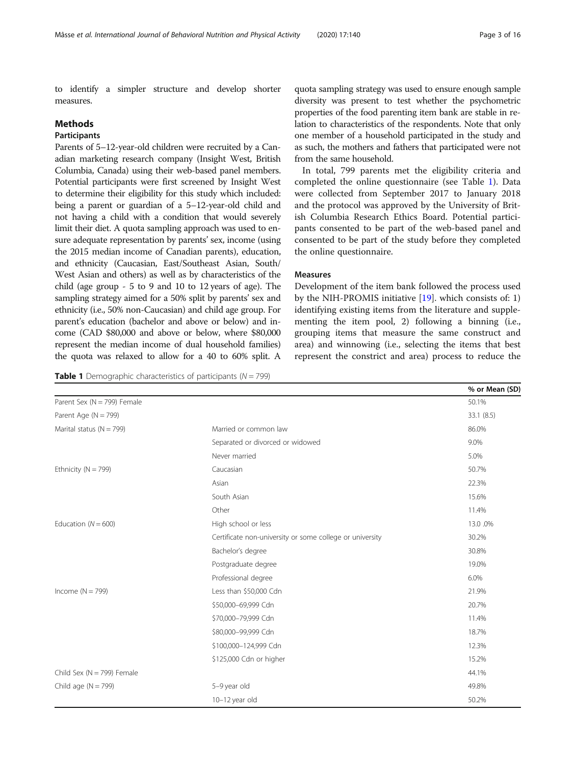to identify a simpler structure and develop shorter measures.

## Methods

### Participants

Parents of 5–12-year-old children were recruited by a Canadian marketing research company (Insight West, British Columbia, Canada) using their web-based panel members. Potential participants were first screened by Insight West to determine their eligibility for this study which included: being a parent or guardian of a 5–12-year-old child and not having a child with a condition that would severely limit their diet. A quota sampling approach was used to ensure adequate representation by parents' sex, income (using the 2015 median income of Canadian parents), education, and ethnicity (Caucasian, East/Southeast Asian, South/West Asian and others) as well as by characteristics of the child (age group - 5 to 9 and 10 to 12 years of age). The sampling strategy aimed for a 50% split by parents' sex and ethnicity (i.e., 50% non-Caucasian) and child age group. For parent's education (bachelor and above or below) and income (CAD $80,000 and above or below, where $80,000 represent the median income of dual household families) the quota was relaxed to allow for a 40 to 60% split. A quota sampling strategy was used to ensure enough sample diversity was present to test whether the psychometric properties of the food parenting item bank are stable in relation to characteristics of the respondents. Note that only one member of a household participated in the study and as such, the mothers and fathers that participated were not from the same household.

In total, 799 parents met the eligibility criteria and completed the online questionnaire (see Table 1). Data were collected from September 2017 to January 2018 and the protocol was approved by the University of British Columbia Research Ethics Board. Potential participants consented to be part of the web-based panel and consented to be part of the study before they completed the online questionnaire.

**Table 1** Demographic characteristics of participants (*N* = 799)

| | | % or Mean (SD) |
|---|---|---|
| Parent Sex (N = 799) Female | | 50.1% |
| Parent Age (N = 799) | | 33.1 (8.5) |
| Marital status (N = 799) | Married or common law | 86.0% |
| | Separated or divorced or widowed | 9.0% |
| | Never married | 5.0% |
| Ethnicity (N = 799) | Caucasian | 50.7% |
| | Asian | 22.3% |
| | South Asian | 15.6% |
| | Other | 11.4% |
| Education (*N* = 600) | High school or less | 13.0 .0% |
| | Certificate non-university or some college or university | 30.2% |
| | Bachelor's degree | 30.8% |
| | Postgraduate degree | 19.0% |
| | Professional degree | 6.0% |
| Income (N = 799) | Less than $50,000 Cdn | 21.9% |
| | $50,000–69,999 Cdn | 20.7% |
| | $70,000–79,999 Cdn | 11.4% |
| | $80,000–99,999 Cdn | 18.7% |
| | $100,000–124,999 Cdn | 12.3% |
| | $125,000 Cdn or higher | 15.2% |
| Child Sex (N = 799) Female | | 44.1% |
| Child age (N = 799) | 5–9 year old | 49.8% |
| | 10–12 year old | 50.2% |

### Measures

Development of the item bank followed the process used by the NIH-PROMIS initiative [19]. which consists of: 1) identifying existing items from the literature and supplementing the item pool, 2) following a binning (i.e., grouping items that measure the same construct and area) and winnowing (i.e., selecting the items that best represent the constrict and area) process to reduce the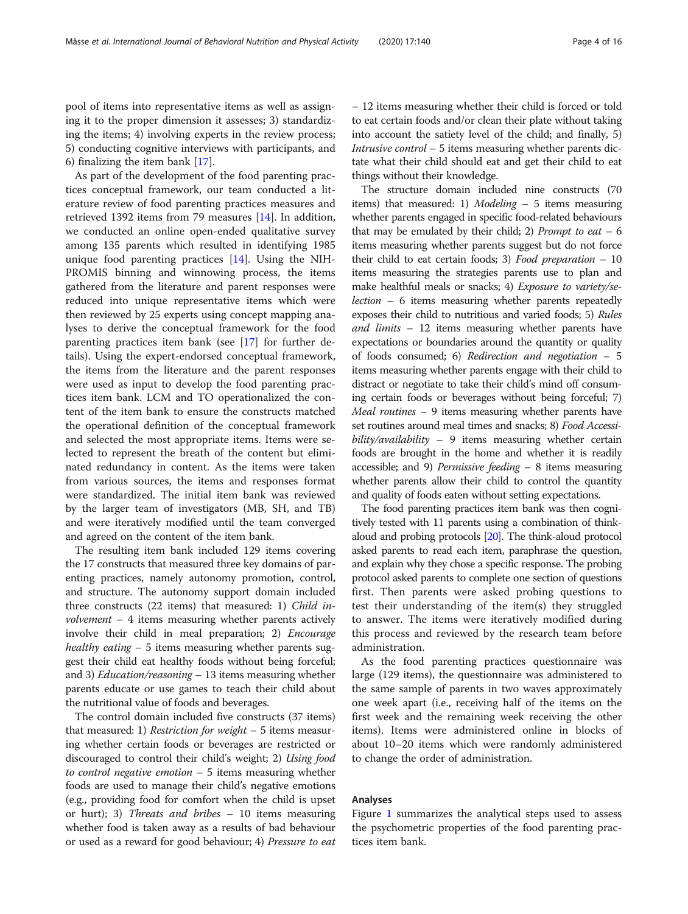pool of items into representative items as well as assigning it to the proper dimension it assesses; 3) standardizing the items; 4) involving experts in the review process; 5) conducting cognitive interviews with participants, and 6) finalizing the item bank [17].

As part of the development of the food parenting practices conceptual framework, our team conducted a literature review of food parenting practices measures and retrieved 1392 items from 79 measures [14]. In addition, we conducted an online open-ended qualitative survey among 135 parents which resulted in identifying 1985 unique food parenting practices [14]. Using the NIH-PROMIS binning and winnowing process, the items gathered from the literature and parent responses were reduced into unique representative items which were then reviewed by 25 experts using concept mapping analyses to derive the conceptual framework for the food parenting practices item bank (see [17] for further details). Using the expert-endorsed conceptual framework, the items from the literature and the parent responses were used as input to develop the food parenting practices item bank. LCM and TO operationalized the content of the item bank to ensure the constructs matched the operational definition of the conceptual framework and selected the most appropriate items. Items were selected to represent the breath of the content but eliminated redundancy in content. As the items were taken from various sources, the items and responses format were standardized. The initial item bank was reviewed by the larger team of investigators (MB, SH, and TB) and were iteratively modified until the team converged and agreed on the content of the item bank.

The resulting item bank included 129 items covering the 17 constructs that measured three key domains of parenting practices, namely autonomy promotion, control, and structure. The autonomy support domain included three constructs (22 items) that measured: 1) *Child involvement* – 4 items measuring whether parents actively involve their child in meal preparation; 2) *Encourage healthy eating* – 5 items measuring whether parents suggest their child eat healthy foods without being forceful; and 3) *Education/reasoning* – 13 items measuring whether parents educate or use games to teach their child about the nutritional value of foods and beverages.

The control domain included five constructs (37 items) that measured: 1) *Restriction for weight* – 5 items measuring whether certain foods or beverages are restricted or discouraged to control their child's weight; 2) *Using food to control negative emotion* – 5 items measuring whether foods are used to manage their child's negative emotions (e.g., providing food for comfort when the child is upset or hurt); 3) *Threats and bribes* – 10 items measuring whether food is taken away as a results of bad behaviour or used as a reward for good behaviour; 4) *Pressure to eat* – 12 items measuring whether their child is forced or told to eat certain foods and/or clean their plate without taking into account the satiety level of the child; and finally, 5) *Intrusive control* – 5 items measuring whether parents dictate what their child should eat and get their child to eat things without their knowledge.

The structure domain included nine constructs (70 items) that measured: 1) *Modeling* – 5 items measuring whether parents engaged in specific food-related behaviours that may be emulated by their child; 2) *Prompt to eat* – 6 items measuring whether parents suggest but do not force their child to eat certain foods; 3) *Food preparation* – 10 items measuring the strategies parents use to plan and make healthful meals or snacks; 4) *Exposure to variety/selection* – 6 items measuring whether parents repeatedly exposes their child to nutritious and varied foods; 5) *Rules and limits* – 12 items measuring whether parents have expectations or boundaries around the quantity or quality of foods consumed; 6) *Redirection and negotiation* – 5 items measuring whether parents engage with their child to distract or negotiate to take their child's mind off consuming certain foods or beverages without being forceful; 7) *Meal routines* – 9 items measuring whether parents have set routines around meal times and snacks; 8) *Food Accessibility/availability* – 9 items measuring whether certain foods are brought in the home and whether it is readily accessible; and 9) *Permissive feeding* – 8 items measuring whether parents allow their child to control the quantity and quality of foods eaten without setting expectations.

The food parenting practices item bank was then cognitively tested with 11 parents using a combination of think-aloud and probing protocols [20]. The think-aloud protocol asked parents to read each item, paraphrase the question, and explain why they chose a specific response. The probing protocol asked parents to complete one section of questions first. Then parents were asked probing questions to test their understanding of the item(s) they struggled to answer. The items were iteratively modified during this process and reviewed by the research team before administration.

As the food parenting practices questionnaire was large (129 items), the questionnaire was administered to the same sample of parents in two waves approximately one week apart (i.e., receiving half of the items on the first week and the remaining week receiving the other items). Items were administered online in blocks of about 10–20 items which were randomly administered to change the order of administration.

## Analyses

Figure 1 summarizes the analytical steps used to assess the psychometric properties of the food parenting practices item bank.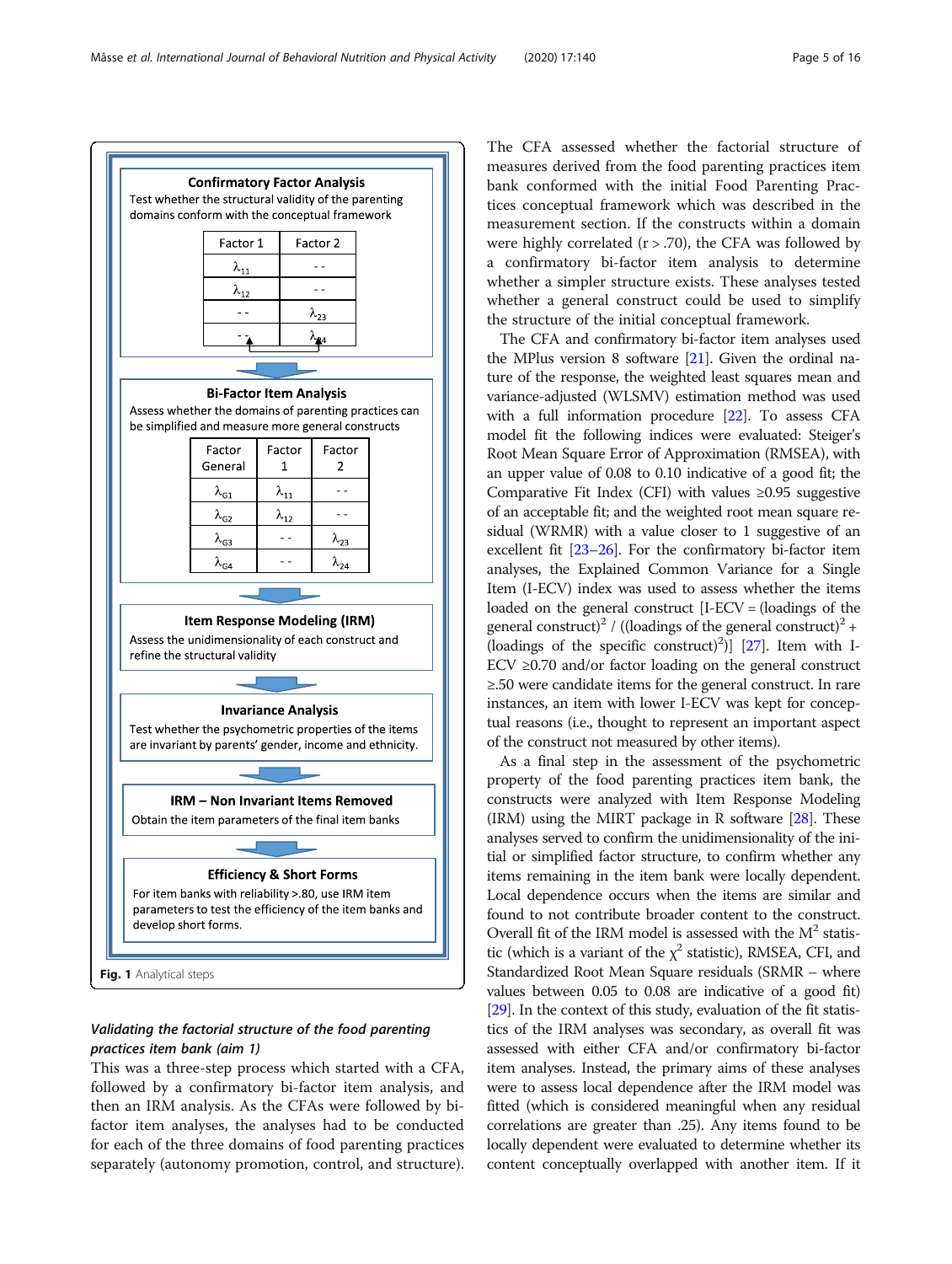**Confirmatory Factor Analysis**

Test whether the structural validity of the parenting domains conform with the conceptual framework

| Factor 1 | Factor 2 |
|---|---|
| $\lambda_{11}$ | - - |
| $\lambda_{12}$ | - - |
| - - | $\lambda_{23}$ |
| - - | $\lambda_{24}$ |

**Bi-Factor Item Analysis**

Assess whether the domains of parenting practices can be simplified and measure more general constructs

| Factor General | Factor 1 | Factor 2 |
|---|---|---|
| $\lambda_{G1}$ | $\lambda_{11}$ | - - |
| $\lambda_{G2}$ | $\lambda_{12}$ | - - |
| $\lambda_{G3}$ | - - | $\lambda_{23}$ |
| $\lambda_{G4}$ | - - | $\lambda_{24}$ |

**Item Response Modeling (IRM)**

Assess the unidimensionality of each construct and refine the structural validity

**Invariance Analysis**

Test whether the psychometric properties of the items are invariant by parents' gender, income and ethnicity.

**IRM – Non Invariant Items Removed**

Obtain the item parameters of the final item banks

**Efficiency & Short Forms**

For item banks with reliability >.80, use IRM item parameters to test the efficiency of the item banks and develop short forms.

**Fig. 1** Analytical steps

### *Validating the factorial structure of the food parenting practices item bank (aim 1)*

This was a three-step process which started with a CFA, followed by a confirmatory bi-factor item analysis, and then an IRM analysis. As the CFAs were followed by bi-factor item analyses, the analyses had to be conducted for each of the three domains of food parenting practices separately (autonomy promotion, control, and structure). The CFA assessed whether the factorial structure of measures derived from the food parenting practices item bank conformed with the initial Food Parenting Practices conceptual framework which was described in the measurement section. If the constructs within a domain were highly correlated ($r > .70$), the CFA was followed by a confirmatory bi-factor item analysis to determine whether a simpler structure exists. These analyses tested whether a general construct could be used to simplify the structure of the initial conceptual framework.

The CFA and confirmatory bi-factor item analyses used the MPlus version 8 software [21]. Given the ordinal nature of the response, the weighted least squares mean and variance-adjusted (WLSMV) estimation method was used with a full information procedure [22]. To assess CFA model fit the following indices were evaluated: Steiger's Root Mean Square Error of Approximation (RMSEA), with an upper value of 0.08 to 0.10 indicative of a good fit; the Comparative Fit Index (CFI) with values ≥0.95 suggestive of an acceptable fit; and the weighted root mean square residual (WRMR) with a value closer to 1 suggestive of an excellent fit [23–26]. For the confirmatory bi-factor item analyses, the Explained Common Variance for a Single Item (I-ECV) index was used to assess whether the items loaded on the general construct [I-ECV = (loadings of the general construct)$^2$ / ((loadings of the general construct)$^2$ + (loadings of the specific construct)$^2$)] [27]. Item with I-ECV ≥0.70 and/or factor loading on the general construct ≥.50 were candidate items for the general construct. In rare instances, an item with lower I-ECV was kept for conceptual reasons (i.e., thought to represent an important aspect of the construct not measured by other items).

As a final step in the assessment of the psychometric property of the food parenting practices item bank, the constructs were analyzed with Item Response Modeling (IRM) using the MIRT package in R software [28]. These analyses served to confirm the unidimensionality of the initial or simplified factor structure, to confirm whether any items remaining in the item bank were locally dependent. Local dependence occurs when the items are similar and found to not contribute broader content to the construct. Overall fit of the IRM model is assessed with the $M^2$ statistic (which is a variant of the $\chi^2$ statistic), RMSEA, CFI, and Standardized Root Mean Square residuals (SRMR – where values between 0.05 to 0.08 are indicative of a good fit) [29]. In the context of this study, evaluation of the fit statistics of the IRM analyses was secondary, as overall fit was assessed with either CFA and/or confirmatory bi-factor item analyses. Instead, the primary aims of these analyses were to assess local dependence after the IRM model was fitted (which is considered meaningful when any residual correlations are greater than .25). Any items found to be locally dependent were evaluated to determine whether its content conceptually overlapped with another item. If it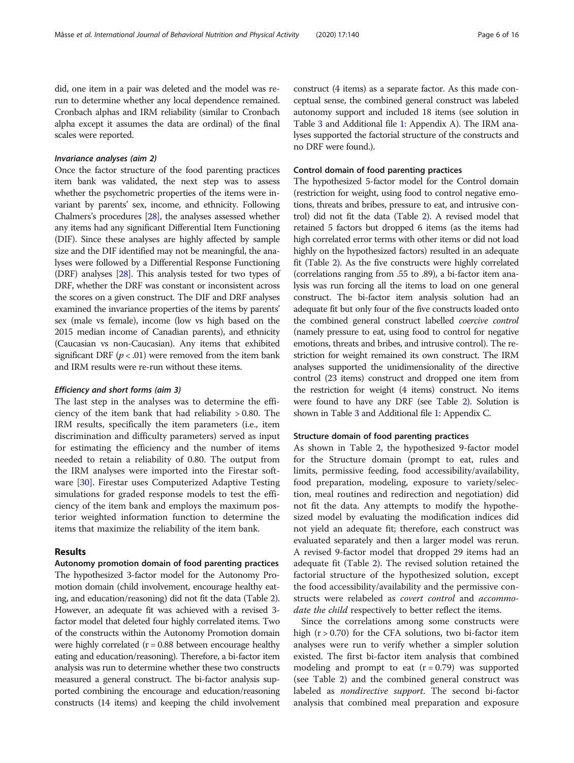did, one item in a pair was deleted and the model was rerun to determine whether any local dependence remained. Cronbach alphas and IRM reliability (similar to Cronbach alpha except it assumes the data are ordinal) of the final scales were reported.

#### Invariance analyses (aim 2)

Once the factor structure of the food parenting practices item bank was validated, the next step was to assess whether the psychometric properties of the items were invariant by parents' sex, income, and ethnicity. Following Chalmers's procedures [28], the analyses assessed whether any items had any significant Differential Item Functioning (DIF). Since these analyses are highly affected by sample size and the DIF identified may not be meaningful, the analyses were followed by a Differential Response Functioning (DRF) analyses [28]. This analysis tested for two types of DRF, whether the DRF was constant or inconsistent across the scores on a given construct. The DIF and DRF analyses examined the invariance properties of the items by parents' sex (male vs female), income (low vs high based on the 2015 median income of Canadian parents), and ethnicity (Caucasian vs non-Caucasian). Any items that exhibited significant DRF ($p < .01$) were removed from the item bank and IRM results were re-run without these items.

#### Efficiency and short forms (aim 3)

The last step in the analyses was to determine the efficiency of the item bank that had reliability > 0.80. The IRM results, specifically the item parameters (i.e., item discrimination and difficulty parameters) served as input for estimating the efficiency and the number of items needed to retain a reliability of 0.80. The output from the IRM analyses were imported into the Firestar software [30]. Firestar uses Computerized Adaptive Testing simulations for graded response models to test the efficiency of the item bank and employs the maximum posterior weighted information function to determine the items that maximize the reliability of the item bank.

## Results

### Autonomy promotion domain of food parenting practices

The hypothesized 3-factor model for the Autonomy Promotion domain (child involvement, encourage healthy eating, and education/reasoning) did not fit the data (Table 2). However, an adequate fit was achieved with a revised 3-factor model that deleted four highly correlated items. Two of the constructs within the Autonomy Promotion domain were highly correlated (r = 0.88 between encourage healthy eating and education/reasoning). Therefore, a bi-factor item analysis was run to determine whether these two constructs measured a general construct. The bi-factor analysis supported combining the encourage and education/reasoning constructs (14 items) and keeping the child involvement construct (4 items) as a separate factor. As this made conceptual sense, the combined general construct was labeled autonomy support and included 18 items (see solution in Table 3 and Additional file 1: Appendix A). The IRM analyses supported the factorial structure of the constructs and no DRF were found.).

### Control domain of food parenting practices

The hypothesized 5-factor model for the Control domain (restriction for weight, using food to control negative emotions, threats and bribes, pressure to eat, and intrusive control) did not fit the data (Table 2). A revised model that retained 5 factors but dropped 6 items (as the items had high correlated error terms with other items or did not load highly on the hypothesized factors) resulted in an adequate fit (Table 2). As the five constructs were highly correlated (correlations ranging from .55 to .89), a bi-factor item analysis was run forcing all the items to load on one general construct. The bi-factor item analysis solution had an adequate fit but only four of the five constructs loaded onto the combined general construct labelled *coercive control* (namely pressure to eat, using food to control for negative emotions, threats and bribes, and intrusive control). The restriction for weight remained its own construct. The IRM analyses supported the unidimensionality of the directive control (23 items) construct and dropped one item from the restriction for weight (4 items) construct. No items were found to have any DRF (see Table 2). Solution is shown in Table 3 and Additional file 1: Appendix C.

### Structure domain of food parenting practices

As shown in Table 2, the hypothesized 9-factor model for the Structure domain (prompt to eat, rules and limits, permissive feeding, food accessibility/availability, food preparation, modeling, exposure to variety/selection, meal routines and redirection and negotiation) did not fit the data. Any attempts to modify the hypothesized model by evaluating the modification indices did not yield an adequate fit; therefore, each construct was evaluated separately and then a larger model was rerun. A revised 9-factor model that dropped 29 items had an adequate fit (Table 2). The revised solution retained the factorial structure of the hypothesized solution, except the food accessibility/availability and the permissive constructs were relabeled as *covert control* and *accommodate the child* respectively to better reflect the items.

Since the correlations among some constructs were high (r > 0.70) for the CFA solutions, two bi-factor item analyses were run to verify whether a simpler solution existed. The first bi-factor item analysis that combined modeling and prompt to eat (r = 0.79) was supported (see Table 2) and the combined general construct was labeled as *nondirective support*. The second bi-factor analysis that combined meal preparation and exposure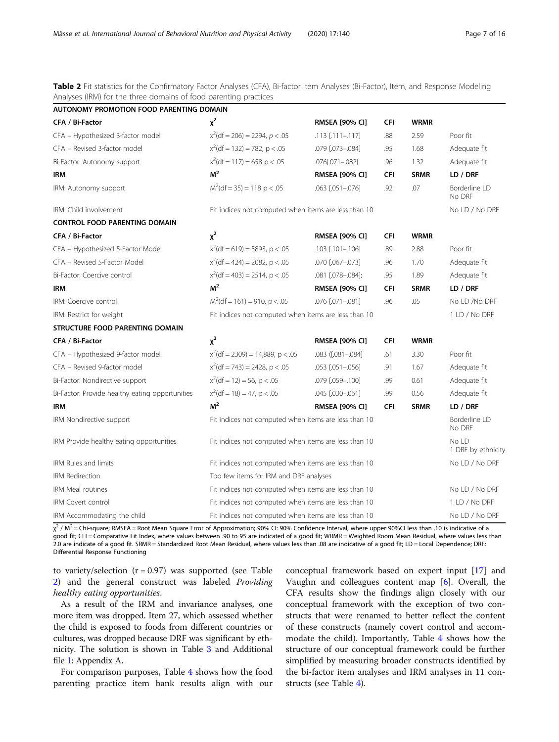**Table 2** Fit statistics for the Confirmatory Factor Analyses (CFA), Bi-factor Item Analyses (Bi-Factor), Item, and Response Modeling Analyses (IRM) for the three domains of food parenting practices

| AUTONOMY PROMOTION FOOD PARENTING DOMAIN | | | | | |
|---|---|---|---|---|---|
| **CFA / Bi-Factor** | $\chi^2$ | **RMSEA [90% CI]** | **CFI** | **WRMR** | |
| CFA – Hypothesized 3-factor model | $x^2$(df = 206) = 2294, $p < .05$ | .113 [.111–.117] | .88 | 2.59 | Poor fit |
| CFA – Revised 3-factor model | $x^2$(df = 132) = 782, $p < .05$ | .079 [.073–.084] | .95 | 1.68 | Adequate fit |
| Bi-Factor: Autonomy support | $x^2$(df = 117) = 658 $p < .05$ | .076[.071–.082] | .96 | 1.32 | Adequate fit |
| **IRM** | $M^2$ | **RMSEA [90% CI]** | **CFI** | **SRMR** | **LD / DRF** |
| IRM: Autonomy support | $M^2$(df = 35) = 118 $p < .05$ | .063 [.051–.076] | .92 | .07 | Borderline LD No DRF |
| IRM: Child involvement | Fit indices not computed when items are less than 10 | | | | No LD / No DRF |
| **CONTROL FOOD PARENTING DOMAIN** | | | | | |
| **CFA / Bi-Factor** | $\chi^2$ | **RMSEA [90% CI]** | **CFI** | **WRMR** | |
| CFA – Hypothesized 5-Factor Model | $x^2$(df = 619) = 5893, $p < .05$ | .103 [.101–.106] | .89 | 2.88 | Poor fit |
| CFA – Revised 5-Factor Model | $x^2$(df = 424) = 2082, $p < .05$ | .070 [.067–.073] | .96 | 1.70 | Adequate fit |
| Bi-Factor: Coercive control | $x^2$(df = 403) = 2514, $p < .05$ | .081 [.078–.084]; | .95 | 1.89 | Adequate fit |
| **IRM** | $M^2$ | **RMSEA [90% CI]** | **CFI** | **SRMR** | **LD / DRF** |
| IRM: Coercive control | $M^2$(df = 161) = 910, $p < .05$ | .076 [.071–.081] | .96 | .05 | No LD /No DRF |
| IRM: Restrict for weight | Fit indices not computed when items are less than 10 | | | | 1 LD / No DRF |
| **STRUCTURE FOOD PARENTING DOMAIN** | | | | | |
| **CFA / Bi-Factor** | $\chi^2$ | **RMSEA [90% CI]** | **CFI** | **WRMR** | |
| CFA – Hypothesized 9-factor model | $x^2$(df = 2309) = 14,889, $p < .05$ | .083 ([.081–.084] | .61 | 3.30 | Poor fit |
| CFA – Revised 9-factor model | $x^2$(df = 743) = 2428, $p < .05$ | .053 [.051–.056] | .91 | 1.67 | Adequate fit |
| Bi-Factor: Nondirective support | $x^2$(df = 12) = 56, $p < .05$ | .079 [.059–.100] | .99 | 0.61 | Adequate fit |
| Bi-Factor: Provide healthy eating opportunities | $x^2$(df = 18) = 47, $p < .05$ | .045 [.030–.061] | .99 | 0.56 | Adequate fit |
| **IRM** | $M^2$ | **RMSEA [90% CI]** | **CFI** | **SRMR** | **LD / DRF** |
| IRM Nondirective support | Fit indices not computed when items are less than 10 | | | | Borderline LD No DRF |
| IRM Provide healthy eating opportunities | Fit indices not computed when items are less than 10 | | | | No LD 1 DRF by ethnicity |
| IRM Rules and limits | Fit indices not computed when items are less than 10 | | | | No LD / No DRF |
| IRM Redirection | Too few items for IRM and DRF analyses | | | | |
| IRM Meal routines | Fit indices not computed when items are less than 10 | | | | No LD / No DRF |
| IRM Covert control | Fit indices not computed when items are less than 10 | | | | 1 LD / No DRF |
| IRM Accommodating the child | Fit indices not computed when items are less than 10 | | | | No LD / No DRF |

$\chi^2$ / $M^2$ = Chi-square; RMSEA = Root Mean Square Error of Approximation; 90% CI: 90% Confidence Interval, where upper 90%CI less than .10 is indicative of a good fit; CFI = Comparative Fit Index, where values between .90 to 95 are indicated of a good fit; WRMR = Weighted Room Mean Residual, where values less than 2.0 are indicate of a good fit. SRMR = Standardized Root Mean Residual, where values less than .08 are indicative of a good fit; LD = Local Dependence; DRF: Differential Response Functioning

to variety/selection (r = 0.97) was supported (see Table 2) and the general construct was labeled *Providing healthy eating opportunities*.

As a result of the IRM and invariance analyses, one more item was dropped. Item 27, which assessed whether the child is exposed to foods from different countries or cultures, was dropped because DRF was significant by ethnicity. The solution is shown in Table 3 and Additional file 1: Appendix A.

For comparison purposes, Table 4 shows how the food parenting practice item bank results align with our conceptual framework based on expert input [17] and Vaughn and colleagues content map [6]. Overall, the CFA results show the findings align closely with our conceptual framework with the exception of two constructs that were renamed to better reflect the content of these constructs (namely covert control and accommodate the child). Importantly, Table 4 shows how the structure of our conceptual framework could be further simplified by measuring broader constructs identified by the bi-factor item analyses and IRM analyses in 11 constructs (see Table 4).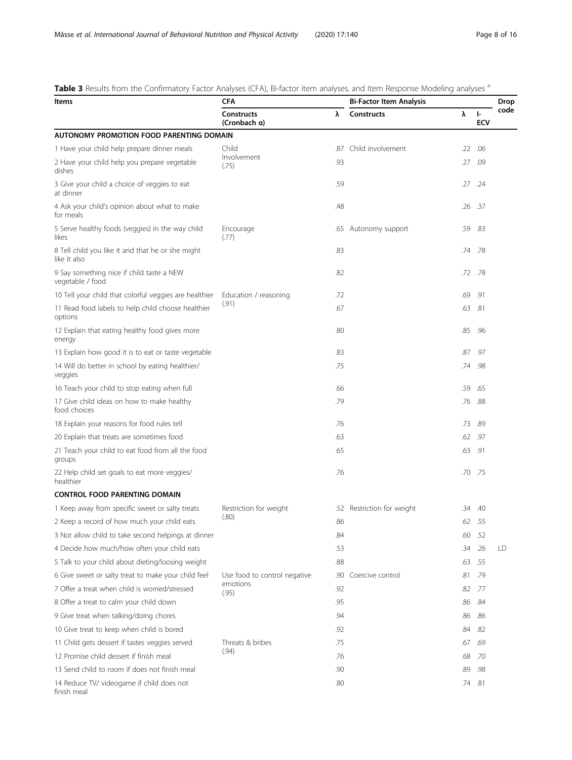**Table 3** Results from the Confirmatory Factor Analyses (CFA), Bi-factor item analyses, and Item Response Modeling analyses [a]

| Items | CFA | | Bi-Factor Item Analysis | | | Drop code |
|---|---|---|---|---|---|---|
| | Constructs (Cronbach α) | λ | Constructs | λ | I-ECV | |
| **AUTONOMY PROMOTION FOOD PARENTING DOMAIN** | | | | | | |
| 1 Have your child help prepare dinner meals | Child Involvement (.75) | .87 | Child involvement | .22 | .06 | |
| 2 Have your child help you prepare vegetable dishes | | .93 | | .27 | .09 | |
| 3 Give your child a choice of veggies to eat at dinner | | .59 | | .27 | .24 | |
| 4 Ask your child's opinion about what to make for meals | | .48 | | .26 | .37 | |
| 5 Serve healthy foods (veggies) in the way child likes | Encourage (.77) | .65 | Autonomy support | .59 | .83 | |
| 8 Tell child you like it and that he or she might like it also | | .83 | | .74 | .78 | |
| 9 Say something nice if child taste a NEW vegetable / food | | .82 | | .72 | .78 | |
| 10 Tell your child that colorful veggies are healthier | Education / reasoning (.91) | .72 | | .69 | .91 | |
| 11 Read food labels to help child choose healthier options | | .67 | | .63 | .81 | |
| 12 Explain that eating healthy food gives more energy | | .80 | | .85 | .96 | |
| 13 Explain how good it is to eat or taste vegetable | | .83 | | .87 | .97 | |
| 14 Will do better in school by eating healthier/ veggies | | .75 | | .74 | .98 | |
| 16 Teach your child to stop eating when full | | .66 | | .59 | .65 | |
| 17 Give child ideas on how to make healthy food choices | | .79 | | .76 | .88 | |
| 18 Explain your reasons for food rules tell | | .76 | | .73 | .89 | |
| 20 Explain that treats are sometimes food | | .63 | | .62 | .97 | |
| 21 Teach your child to eat food from all the food groups | | .65 | | .63 | .91 | |
| 22 Help child set goals to eat more veggies/ healthier | | .76 | | .70 | .75 | |
| **CONTROL FOOD PARENTING DOMAIN** | | | | | | |
| 1 Keep away from specific sweet or salty treats | Restriction for weight (.80) | .52 | Restriction for weight | .34 | .40 | |
| 2 Keep a record of how much your child eats | | .86 | | .62 | .55 | |
| 3 Not allow child to take second helpings at dinner | | .84 | | .60 | .52 | |
| 4 Decide how much/how often your child eats | | .53 | | .34 | .26 | LD |
| 5 Talk to your child about dieting/loosing weight | | .88 | | .63 | .55 | |
| 6 Give sweet or salty treat to make your child feel | Use food to control negative emotions (.95) | .90 | Coercive control | .81 | .79 | |
| 7 Offer a treat when child is worried/stressed | | .92 | | .82 | .77 | |
| 8 Offer a treat to calm your child down | | .95 | | .86 | .84 | |
| 9 Give treat when talking/doing chores | | .94 | | .86 | .86 | |
| 10 Give treat to keep when child is bored | | .92 | | .84 | .82 | |
| 11 Child gets dessert if tastes veggies served | Threats & bribes (.94) | .75 | | .67 | .69 | |
| 12 Promise child dessert if finish meal | | .76 | | .68 | .70 | |
| 13 Send child to room if does not finish meal | | .90 | | .89 | .98 | |
| 14 Reduce TV/ videogame if child does not finish meal | | .80 | | .74 | .81 | |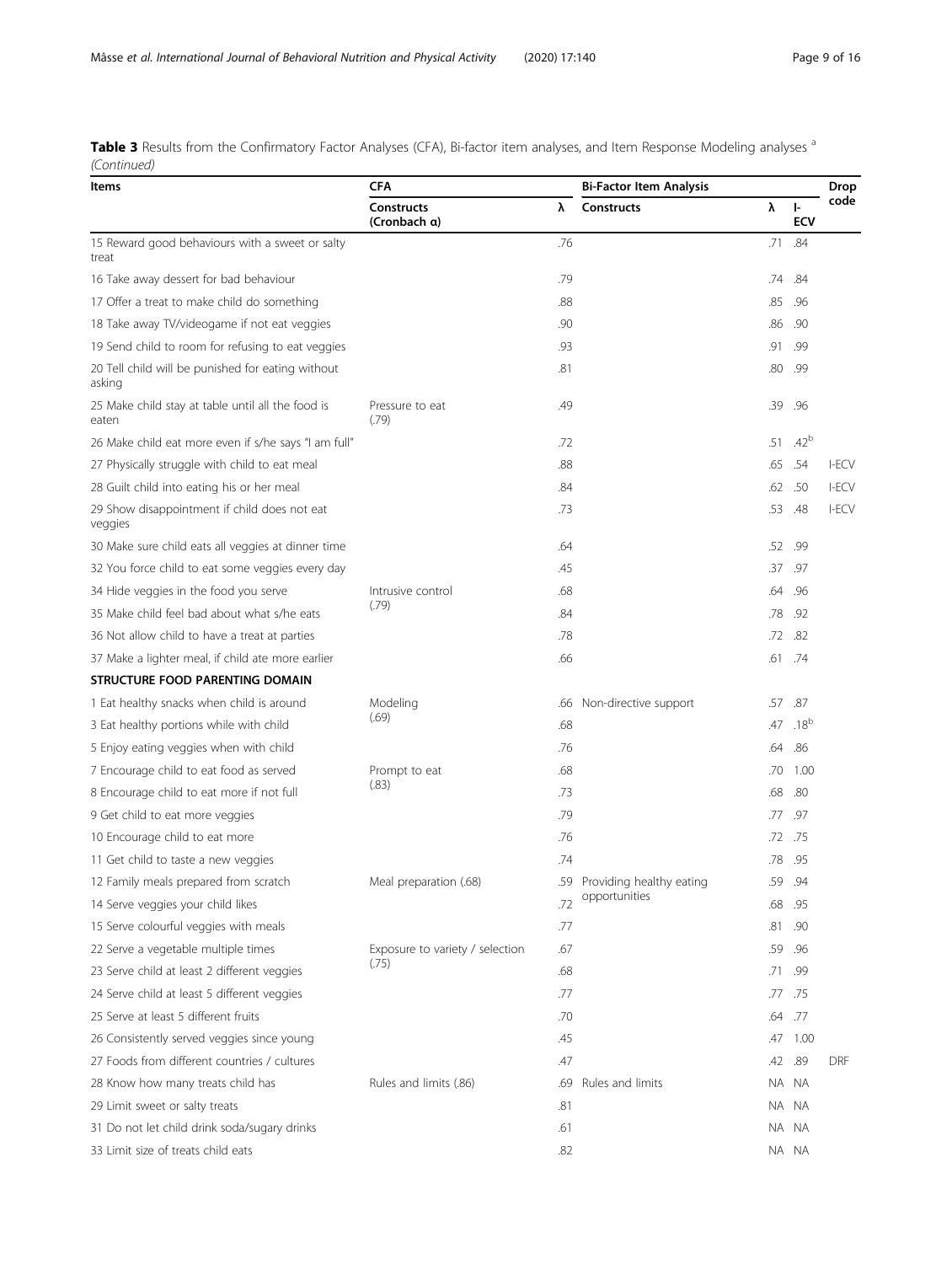**Table 3** Results from the Confirmatory Factor Analyses (CFA), Bi-factor item analyses, and Item Response Modeling analyses [a] *(Continued)*

| Items | CFA | | Bi-Factor Item Analysis | | | Drop code |
|---|---|---|---|---|---|---|
| | Constructs (Cronbach α) | λ | Constructs | λ | I-ECV | |
| 15 Reward good behaviours with a sweet or salty treat | | .76 | | .71 | .84 | |
| 16 Take away dessert for bad behaviour | | .79 | | .74 | .84 | |
| 17 Offer a treat to make child do something | | .88 | | .85 | .96 | |
| 18 Take away TV/videogame if not eat veggies | | .90 | | .86 | .90 | |
| 19 Send child to room for refusing to eat veggies | | .93 | | .91 | .99 | |
| 20 Tell child will be punished for eating without asking | | .81 | | .80 | .99 | |
| 25 Make child stay at table until all the food is eaten | Pressure to eat (.79) | .49 | | .39 | .96 | |
| 26 Make child eat more even if s/he says "I am full" | | .72 | | .51 | .42[b] | |
| 27 Physically struggle with child to eat meal | | .88 | | .65 | .54 | I-ECV |
| 28 Guilt child into eating his or her meal | | .84 | | .62 | .50 | I-ECV |
| 29 Show disappointment if child does not eat veggies | | .73 | | .53 | .48 | I-ECV |
| 30 Make sure child eats all veggies at dinner time | | .64 | | .52 | .99 | |
| 32 You force child to eat some veggies every day | | .45 | | .37 | .97 | |
| 34 Hide veggies in the food you serve | Intrusive control (.79) | .68 | | .64 | .96 | |
| 35 Make child feel bad about what s/he eats | | .84 | | .78 | .92 | |
| 36 Not allow child to have a treat at parties | | .78 | | .72 | .82 | |
| 37 Make a lighter meal, if child ate more earlier | | .66 | | .61 | .74 | |
| **STRUCTURE FOOD PARENTING DOMAIN** | | | | | | |
| 1 Eat healthy snacks when child is around | Modeling (.69) | .66 | Non-directive support | .57 | .87 | |
| 3 Eat healthy portions while with child | | .68 | | .47 | .18[b] | |
| 5 Enjoy eating veggies when with child | | .76 | | .64 | .86 | |
| 7 Encourage child to eat food as served | Prompt to eat (.83) | .68 | | .70 | 1.00 | |
| 8 Encourage child to eat more if not full | | .73 | | .68 | .80 | |
| 9 Get child to eat more veggies | | .79 | | .77 | .97 | |
| 10 Encourage child to eat more | | .76 | | .72 | .75 | |
| 11 Get child to taste a new veggies | | .74 | | .78 | .95 | |
| 12 Family meals prepared from scratch | Meal preparation (.68) | .59 | Providing healthy eating opportunities | .59 | .94 | |
| 14 Serve veggies your child likes | | .72 | | .68 | .95 | |
| 15 Serve colourful veggies with meals | | .77 | | .81 | .90 | |
| 22 Serve a vegetable multiple times | Exposure to variety / selection (.75) | .67 | | .59 | .96 | |
| 23 Serve child at least 2 different veggies | | .68 | | .71 | .99 | |
| 24 Serve child at least 5 different veggies | | .77 | | .77 | .75 | |
| 25 Serve at least 5 different fruits | | .70 | | .64 | .77 | |
| 26 Consistently served veggies since young | | .45 | | .47 | 1.00 | |
| 27 Foods from different countries / cultures | | .47 | | .42 | .89 | DRF |
| 28 Know how many treats child has | Rules and limits (.86) | .69 | Rules and limits | NA | NA | |
| 29 Limit sweet or salty treats | | .81 | | NA | NA | |
| 31 Do not let child drink soda/sugary drinks | | .61 | | NA | NA | |
| 33 Limit size of treats child eats | | .82 | | NA | NA | |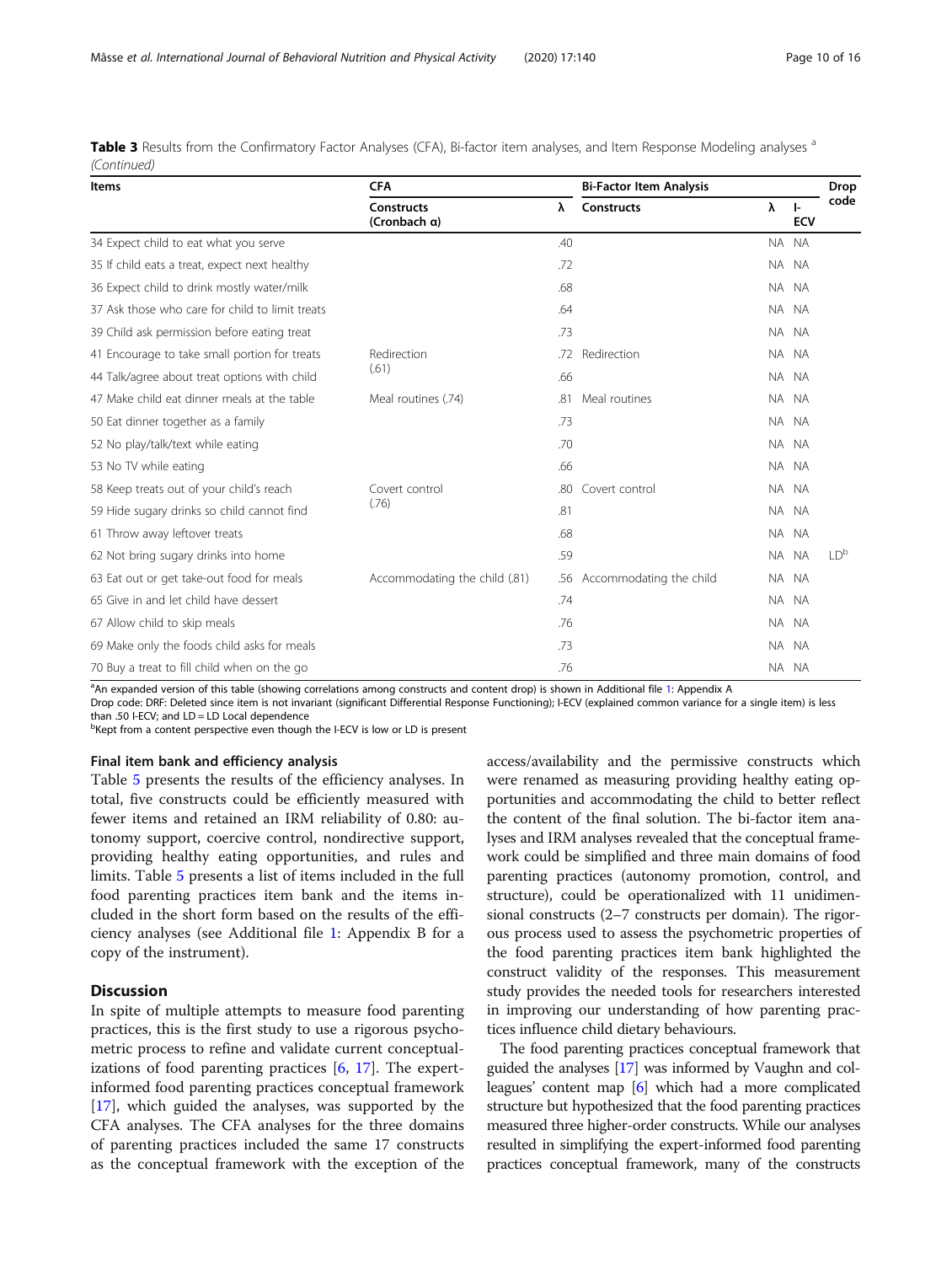**Table 3** Results from the Confirmatory Factor Analyses (CFA), Bi-factor item analyses, and Item Response Modeling analyses [a] *(Continued)*

| Items | CFA | | Bi-Factor Item Analysis | | | Drop code |
|---|---|---|---|---|---|---|
| | Constructs (Cronbach α) | λ | Constructs | λ | I-ECV | |
| 34 Expect child to eat what you serve | | .40 | | NA | NA | |
| 35 If child eats a treat, expect next healthy | | .72 | | NA | NA | |
| 36 Expect child to drink mostly water/milk | | .68 | | NA | NA | |
| 37 Ask those who care for child to limit treats | | .64 | | NA | NA | |
| 39 Child ask permission before eating treat | | .73 | | NA | NA | |
| 41 Encourage to take small portion for treats | Redirection (.61) | .72 | Redirection | NA | NA | |
| 44 Talk/agree about treat options with child | | .66 | | NA | NA | |
| 47 Make child eat dinner meals at the table | Meal routines (.74) | .81 | Meal routines | NA | NA | |
| 50 Eat dinner together as a family | | .73 | | NA | NA | |
| 52 No play/talk/text while eating | | .70 | | NA | NA | |
| 53 No TV while eating | | .66 | | NA | NA | |
| 58 Keep treats out of your child's reach | Covert control (.76) | .80 | Covert control | NA | NA | |
| 59 Hide sugary drinks so child cannot find | | .81 | | NA | NA | |
| 61 Throw away leftover treats | | .68 | | NA | NA | |
| 62 Not bring sugary drinks into home | | .59 | | NA | NA | LD[b] |
| 63 Eat out or get take-out food for meals | Accommodating the child (.81) | .56 | Accommodating the child | NA | NA | |
| 65 Give in and let child have dessert | | .74 | | NA | NA | |
| 67 Allow child to skip meals | | .76 | | NA | NA | |
| 69 Make only the foods child asks for meals | | .73 | | NA | NA | |
| 70 Buy a treat to fill child when on the go | | .76 | | NA | NA | |

[a]An expanded version of this table (showing correlations among constructs and content drop) is shown in Additional file 1: Appendix A

Drop code: DRF: Deleted since item is not invariant (significant Differential Response Functioning); I-ECV (explained common variance for a single item) is less than .50 I-ECV; and LD = LD Local dependence

[b]Kept from a content perspective even though the I-ECV is low or LD is present

### Final item bank and efficiency analysis

Table 5 presents the results of the efficiency analyses. In total, five constructs could be efficiently measured with fewer items and retained an IRM reliability of 0.80: autonomy support, coercive control, nondirective support, providing healthy eating opportunities, and rules and limits. Table 5 presents a list of items included in the full food parenting practices item bank and the items included in the short form based on the results of the efficiency analyses (see Additional file 1: Appendix B for a copy of the instrument).

## Discussion

In spite of multiple attempts to measure food parenting practices, this is the first study to use a rigorous psychometric process to refine and validate current conceptualizations of food parenting practices [6, 17]. The expert-informed food parenting practices conceptual framework [17], which guided the analyses, was supported by the CFA analyses. The CFA analyses for the three domains of parenting practices included the same 17 constructs as the conceptual framework with the exception of the access/availability and the permissive constructs which were renamed as measuring providing healthy eating opportunities and accommodating the child to better reflect the content of the final solution. The bi-factor item analyses and IRM analyses revealed that the conceptual framework could be simplified and three main domains of food parenting practices (autonomy promotion, control, and structure), could be operationalized with 11 unidimensional constructs (2–7 constructs per domain). The rigorous process used to assess the psychometric properties of the food parenting practices item bank highlighted the construct validity of the responses. This measurement study provides the needed tools for researchers interested in improving our understanding of how parenting practices influence child dietary behaviours.

The food parenting practices conceptual framework that guided the analyses [17] was informed by Vaughn and colleagues' content map [6] which had a more complicated structure but hypothesized that the food parenting practices measured three higher-order constructs. While our analyses resulted in simplifying the expert-informed food parenting practices conceptual framework, many of the constructs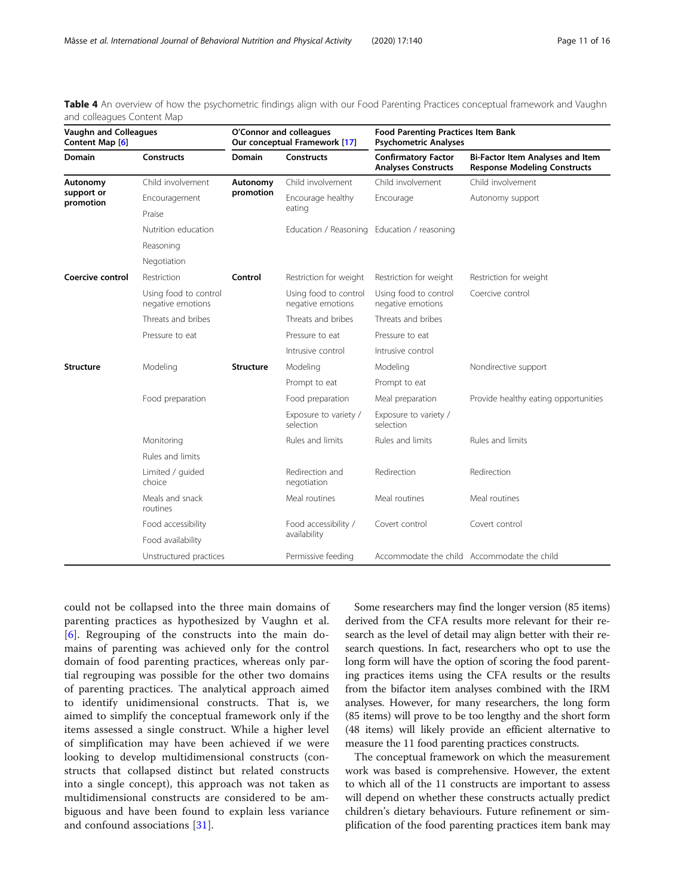**Table 4** An overview of how the psychometric findings align with our Food Parenting Practices conceptual framework and Vaughn and colleagues Content Map

| Vaughn and Colleagues Content Map [6] | | O'Connor and colleagues Our conceptual Framework [17] | | Food Parenting Practices Item Bank Psychometric Analyses | |
|---|---|---|---|---|---|
| **Domain** | **Constructs** | **Domain** | **Constructs** | **Confirmatory Factor Analyses Constructs** | **Bi-Factor Item Analyses and Item Response Modeling Constructs** |
| **Autonomy support or promotion** | Child involvement | **Autonomy promotion** | Child involvement | Child involvement | Child involvement |
| | Encouragement | | Encourage healthy eating | Encourage | Autonomy support |
| | Praise | | | | |
| | Nutrition education | | Education / Reasoning | Education / reasoning | |
| | Reasoning | | | | |
| | Negotiation | | | | |
| **Coercive control** | Restriction | **Control** | Restriction for weight | Restriction for weight | Restriction for weight |
| | Using food to control negative emotions | | Using food to control negative emotions | Using food to control negative emotions | Coercive control |
| | Threats and bribes | | Threats and bribes | Threats and bribes | |
| | Pressure to eat | | Pressure to eat | Pressure to eat | |
| | | | Intrusive control | Intrusive control | |
| **Structure** | Modeling | **Structure** | Modeling | Modeling | Nondirective support |
| | | | Prompt to eat | Prompt to eat | |
| | Food preparation | | Food preparation | Meal preparation | Provide healthy eating opportunities |
| | | | Exposure to variety / selection | Exposure to variety / selection | |
| | Monitoring | | Rules and limits | Rules and limits | Rules and limits |
| | Rules and limits | | | | |
| | Limited / guided choice | | Redirection and negotiation | Redirection | Redirection |
| | Meals and snack routines | | Meal routines | Meal routines | Meal routines |
| | Food accessibility | | Food accessibility / availability | Covert control | Covert control |
| | Food availability | | | | |
| | Unstructured practices | | Permissive feeding | Accommodate the child | Accommodate the child |

could not be collapsed into the three main domains of parenting practices as hypothesized by Vaughn et al. [6]. Regrouping of the constructs into the main domains of parenting was achieved only for the control domain of food parenting practices, whereas only partial regrouping was possible for the other two domains of parenting practices. The analytical approach aimed to identify unidimensional constructs. That is, we aimed to simplify the conceptual framework only if the items assessed a single construct. While a higher level of simplification may have been achieved if we were looking to develop multidimensional constructs (constructs that collapsed distinct but related constructs into a single concept), this approach was not taken as multidimensional constructs are considered to be ambiguous and have been found to explain less variance and confound associations [31].

Some researchers may find the longer version (85 items) derived from the CFA results more relevant for their research as the level of detail may align better with their research questions. In fact, researchers who opt to use the long form will have the option of scoring the food parenting practices items using the CFA results or the results from the bifactor item analyses combined with the IRM analyses. However, for many researchers, the long form (85 items) will prove to be too lengthy and the short form (48 items) will likely provide an efficient alternative to measure the 11 food parenting practices constructs.

The conceptual framework on which the measurement work was based is comprehensive. However, the extent to which all of the 11 constructs are important to assess will depend on whether these constructs actually predict children's dietary behaviours. Future refinement or simplification of the food parenting practices item bank may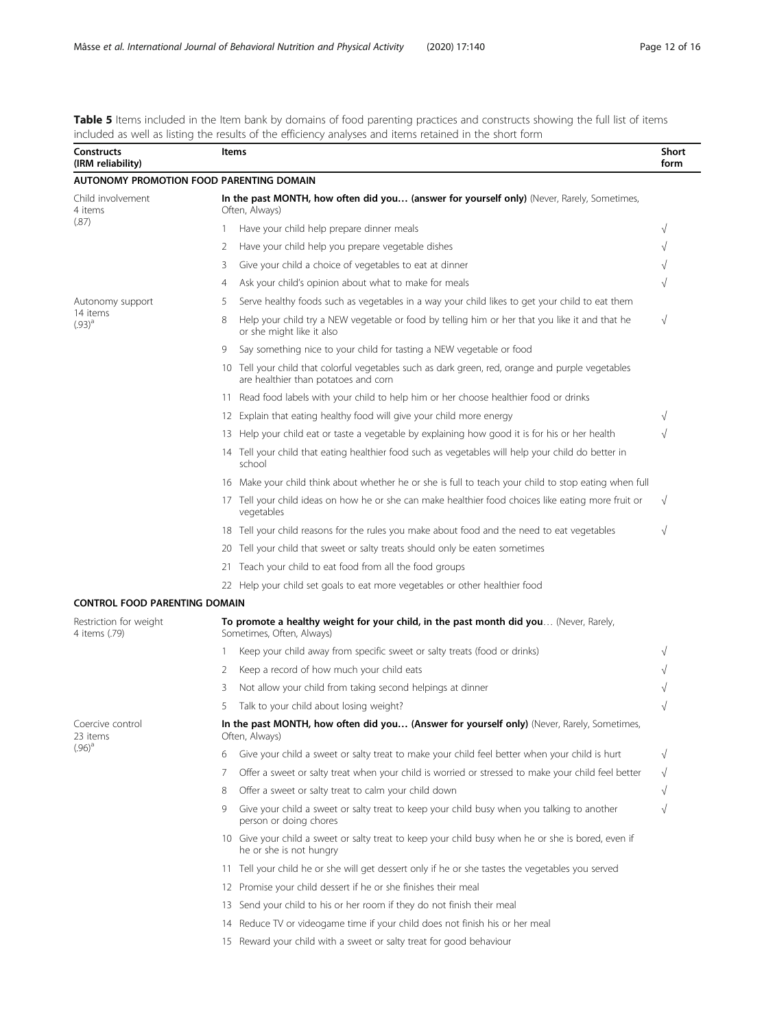**Table 5** Items included in the Item bank by domains of food parenting practices and constructs showing the full list of items included as well as listing the results of the efficiency analyses and items retained in the short form

| Constructs (IRM reliability) | Items | Short form |
|---|---|---|
| **AUTONOMY PROMOTION FOOD PARENTING DOMAIN** | | |
| Child involvement 4 items (.87) | **In the past MONTH, how often did you… (answer for yourself only)** (Never, Rarely, Sometimes, Often, Always) | |
| | 1 Have your child help prepare dinner meals | √ |
| | 2 Have your child help you prepare vegetable dishes | √ |
| | 3 Give your child a choice of vegetables to eat at dinner | √ |
| | 4 Ask your child's opinion about what to make for meals | √ |
| Autonomy support 14 items (.93)[a] | 5 Serve healthy foods such as vegetables in a way your child likes to get your child to eat them | |
| | 8 Help your child try a NEW vegetable or food by telling him or her that you like it and that he or she might like it also | √ |
| | 9 Say something nice to your child for tasting a NEW vegetable or food | |
| | 10 Tell your child that colorful vegetables such as dark green, red, orange and purple vegetables are healthier than potatoes and corn | |
| | 11 Read food labels with your child to help him or her choose healthier food or drinks | |
| | 12 Explain that eating healthy food will give your child more energy | √ |
| | 13 Help your child eat or taste a vegetable by explaining how good it is for his or her health | √ |
| | 14 Tell your child that eating healthier food such as vegetables will help your child do better in school | |
| | 16 Make your child think about whether he or she is full to teach your child to stop eating when full | |
| | 17 Tell your child ideas on how he or she can make healthier food choices like eating more fruit or vegetables | √ |
| | 18 Tell your child reasons for the rules you make about food and the need to eat vegetables | √ |
| | 20 Tell your child that sweet or salty treats should only be eaten sometimes | |
| | 21 Teach your child to eat food from all the food groups | |
| | 22 Help your child set goals to eat more vegetables or other healthier food | |
| **CONTROL FOOD PARENTING DOMAIN** | | |
| Restriction for weight 4 items (.79) | **To promote a healthy weight for your child, in the past month did you**… (Never, Rarely, Sometimes, Often, Always) | |
| | 1 Keep your child away from specific sweet or salty treats (food or drinks) | √ |
| | 2 Keep a record of how much your child eats | √ |
| | 3 Not allow your child from taking second helpings at dinner | √ |
| | 5 Talk to your child about losing weight? | √ |
| Coercive control 23 items (.96)[a] | **In the past MONTH, how often did you… (Answer for yourself only)** (Never, Rarely, Sometimes, Often, Always) | |
| | 6 Give your child a sweet or salty treat to make your child feel better when your child is hurt | √ |
| | 7 Offer a sweet or salty treat when your child is worried or stressed to make your child feel better | √ |
| | 8 Offer a sweet or salty treat to calm your child down | √ |
| | 9 Give your child a sweet or salty treat to keep your child busy when you talking to another person or doing chores | √ |
| | 10 Give your child a sweet or salty treat to keep your child busy when he or she is bored, even if he or she is not hungry | |
| | 11 Tell your child he or she will get dessert only if he or she tastes the vegetables you served | |
| | 12 Promise your child dessert if he or she finishes their meal | |
| | 13 Send your child to his or her room if they do not finish their meal | |
| | 14 Reduce TV or videogame time if your child does not finish his or her meal | |
| | 15 Reward your child with a sweet or salty treat for good behaviour | |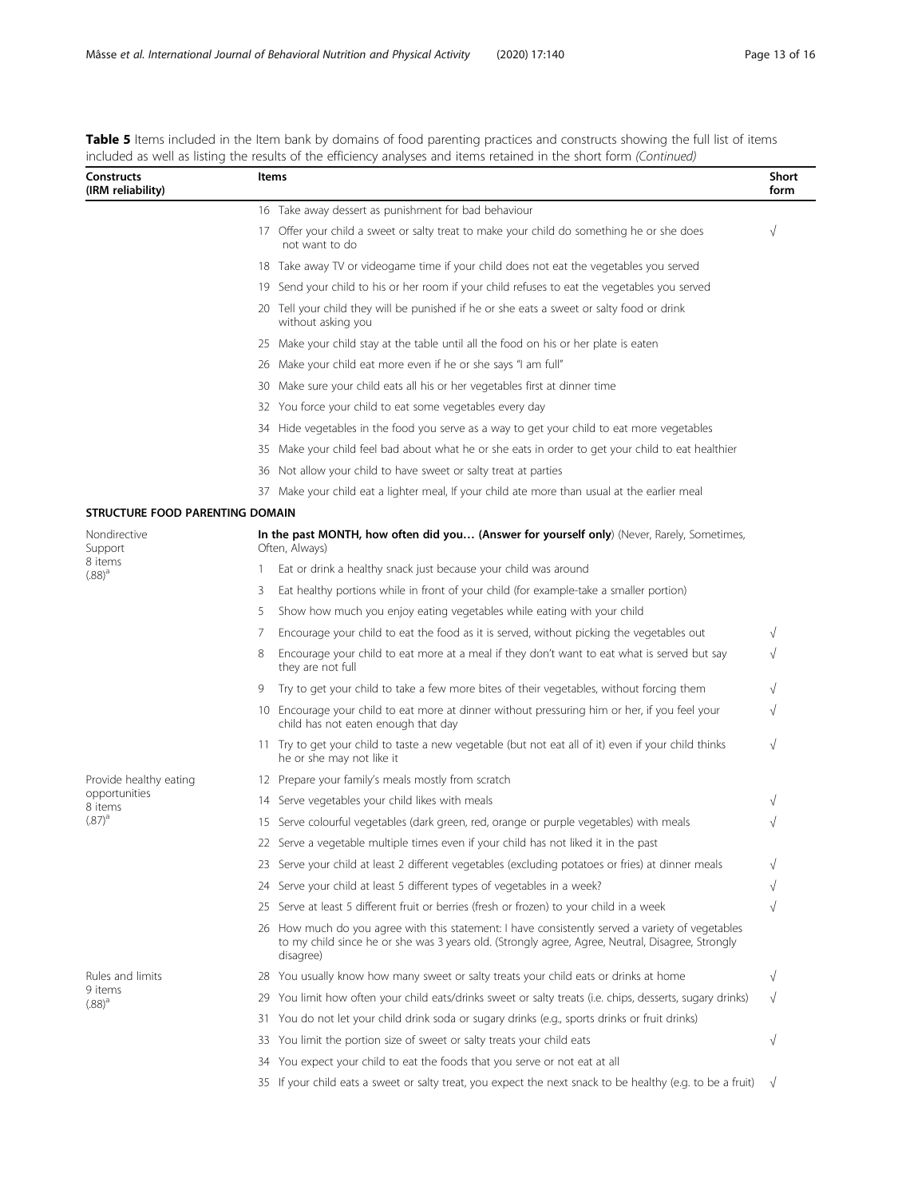**Table 5** Items included in the Item bank by domains of food parenting practices and constructs showing the full list of items included as well as listing the results of the efficiency analyses and items retained in the short form *(Continued)*

| Constructs (IRM reliability) | Items | | Short form |
|---|---|---|---|
| | 16 | Take away dessert as punishment for bad behaviour | |
| | 17 | Offer your child a sweet or salty treat to make your child do something he or she does not want to do | √ |
| | 18 | Take away TV or videogame time if your child does not eat the vegetables you served | |
| | 19 | Send your child to his or her room if your child refuses to eat the vegetables you served | |
| | 20 | Tell your child they will be punished if he or she eats a sweet or salty food or drink without asking you | |
| | 25 | Make your child stay at the table until all the food on his or her plate is eaten | |
| | 26 | Make your child eat more even if he or she says "I am full" | |
| | 30 | Make sure your child eats all his or her vegetables first at dinner time | |
| | 32 | You force your child to eat some vegetables every day | |
| | 34 | Hide vegetables in the food you serve as a way to get your child to eat more vegetables | |
| | 35 | Make your child feel bad about what he or she eats in order to get your child to eat healthier | |
| | 36 | Not allow your child to have sweet or salty treat at parties | |
| | 37 | Make your child eat a lighter meal, If your child ate more than usual at the earlier meal | |
| **STRUCTURE FOOD PARENTING DOMAIN** | | | |
| Nondirective Support 8 items (.88)[a] | | **In the past MONTH, how often did you… (Answer for yourself only**) (Never, Rarely, Sometimes, Often, Always) | |
| | 1 | Eat or drink a healthy snack just because your child was around | |
| | 3 | Eat healthy portions while in front of your child (for example-take a smaller portion) | |
| | 5 | Show how much you enjoy eating vegetables while eating with your child | |
| | 7 | Encourage your child to eat the food as it is served, without picking the vegetables out | √ |
| | 8 | Encourage your child to eat more at a meal if they don't want to eat what is served but say they are not full | √ |
| | 9 | Try to get your child to take a few more bites of their vegetables, without forcing them | √ |
| | 10 | Encourage your child to eat more at dinner without pressuring him or her, if you feel your child has not eaten enough that day | √ |
| | 11 | Try to get your child to taste a new vegetable (but not eat all of it) even if your child thinks he or she may not like it | √ |
| Provide healthy eating opportunities 8 items (.87)[a] | 12 | Prepare your family's meals mostly from scratch | |
| | 14 | Serve vegetables your child likes with meals | √ |
| | 15 | Serve colourful vegetables (dark green, red, orange or purple vegetables) with meals | √ |
| | 22 | Serve a vegetable multiple times even if your child has not liked it in the past | |
| | 23 | Serve your child at least 2 different vegetables (excluding potatoes or fries) at dinner meals | √ |
| | 24 | Serve your child at least 5 different types of vegetables in a week? | √ |
| | 25 | Serve at least 5 different fruit or berries (fresh or frozen) to your child in a week | √ |
| | 26 | How much do you agree with this statement: I have consistently served a variety of vegetables to my child since he or she was 3 years old. (Strongly agree, Agree, Neutral, Disagree, Strongly disagree) | |
| Rules and limits 9 items (.88)[a] | 28 | You usually know how many sweet or salty treats your child eats or drinks at home | √ |
| | 29 | You limit how often your child eats/drinks sweet or salty treats (i.e. chips, desserts, sugary drinks) | √ |
| | 31 | You do not let your child drink soda or sugary drinks (e.g., sports drinks or fruit drinks) | |
| | 33 | You limit the portion size of sweet or salty treats your child eats | √ |
| | 34 | You expect your child to eat the foods that you serve or not eat at all | |
| | 35 | If your child eats a sweet or salty treat, you expect the next snack to be healthy (e.g. to be a fruit) | √ |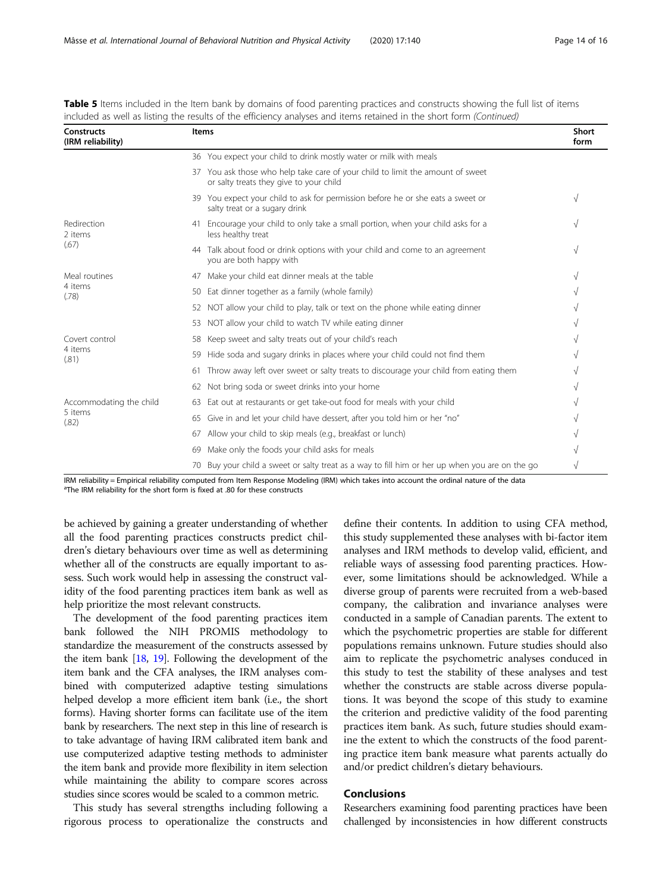**Table 5** Items included in the Item bank by domains of food parenting practices and constructs showing the full list of items included as well as listing the results of the efficiency analyses and items retained in the short form *(Continued)*

| Constructs (IRM reliability) | Items | Short form |
|---|---|---|
| | 36 You expect your child to drink mostly water or milk with meals | |
| | 37 You ask those who help take care of your child to limit the amount of sweet or salty treats they give to your child | |
| | 39 You expect your child to ask for permission before he or she eats a sweet or salty treat or a sugary drink | √ |
| Redirection 2 items (.67) | 41 Encourage your child to only take a small portion, when your child asks for a less healthy treat | √ |
| | 44 Talk about food or drink options with your child and come to an agreement you are both happy with | √ |
| Meal routines 4 items (.78) | 47 Make your child eat dinner meals at the table | √ |
| | 50 Eat dinner together as a family (whole family) | √ |
| | 52 NOT allow your child to play, talk or text on the phone while eating dinner | √ |
| | 53 NOT allow your child to watch TV while eating dinner | √ |
| Covert control 4 items (.81) | 58 Keep sweet and salty treats out of your child's reach | √ |
| | 59 Hide soda and sugary drinks in places where your child could not find them | √ |
| | 61 Throw away left over sweet or salty treats to discourage your child from eating them | √ |
| | 62 Not bring soda or sweet drinks into your home | √ |
| Accommodating the child 5 items (.82) | 63 Eat out at restaurants or get take-out food for meals with your child | √ |
| | 65 Give in and let your child have dessert, after you told him or her "no" | √ |
| | 67 Allow your child to skip meals (e.g., breakfast or lunch) | √ |
| | 69 Make only the foods your child asks for meals | √ |
| | 70 Buy your child a sweet or salty treat as a way to fill him or her up when you are on the go | √ |

IRM reliability = Empirical reliability computed from Item Response Modeling (IRM) which takes into account the ordinal nature of the data
[a]The IRM reliability for the short form is fixed at .80 for these constructs

be achieved by gaining a greater understanding of whether all the food parenting practices constructs predict children's dietary behaviours over time as well as determining whether all of the constructs are equally important to assess. Such work would help in assessing the construct validity of the food parenting practices item bank as well as help prioritize the most relevant constructs.

The development of the food parenting practices item bank followed the NIH PROMIS methodology to standardize the measurement of the constructs assessed by the item bank [18, 19]. Following the development of the item bank and the CFA analyses, the IRM analyses combined with computerized adaptive testing simulations helped develop a more efficient item bank (i.e., the short forms). Having shorter forms can facilitate use of the item bank by researchers. The next step in this line of research is to take advantage of having IRM calibrated item bank and use computerized adaptive testing methods to administer the item bank and provide more flexibility in item selection while maintaining the ability to compare scores across studies since scores would be scaled to a common metric.

This study has several strengths including following a rigorous process to operationalize the constructs and define their contents. In addition to using CFA method, this study supplemented these analyses with bi-factor item analyses and IRM methods to develop valid, efficient, and reliable ways of assessing food parenting practices. However, some limitations should be acknowledged. While a diverse group of parents were recruited from a web-based company, the calibration and invariance analyses were conducted in a sample of Canadian parents. The extent to which the psychometric properties are stable for different populations remains unknown. Future studies should also aim to replicate the psychometric analyses conduced in this study to test the stability of these analyses and test whether the constructs are stable across diverse populations. It was beyond the scope of this study to examine the criterion and predictive validity of the food parenting practices item bank. As such, future studies should examine the extent to which the constructs of the food parenting practice item bank measure what parents actually do and/or predict children's dietary behaviours.

## Conclusions

Researchers examining food parenting practices have been challenged by inconsistencies in how different constructs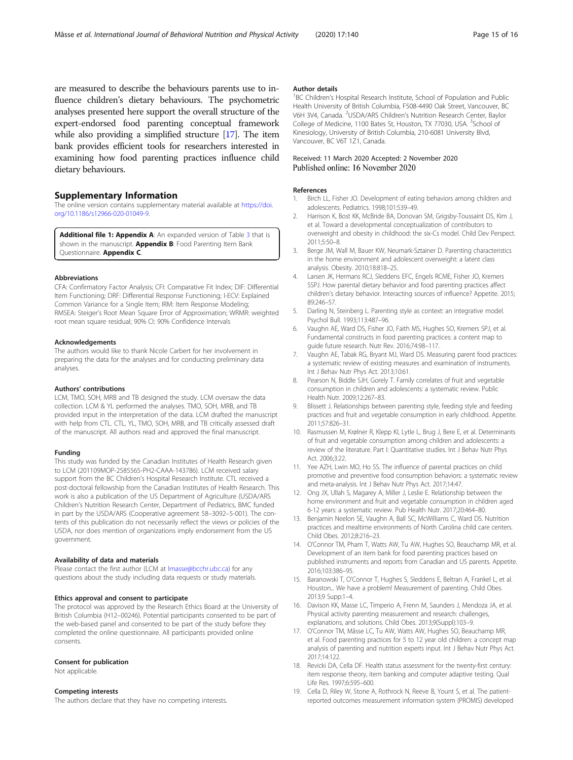are measured to describe the behaviours parents use to influence children's dietary behaviours. The psychometric analyses presented here support the overall structure of the expert-endorsed food parenting conceptual framework while also providing a simplified structure [17]. The item bank provides efficient tools for researchers interested in examining how food parenting practices influence child dietary behaviours.

## Supplementary Information

The online version contains supplementary material available at https://doi.org/10.1186/s12966-020-01049-9.

**Additional file 1: Appendix A**: An expanded version of Table 3 that is shown in the manuscript. **Appendix B**: Food Parenting Item Bank Questionnaire. **Appendix C**.

### Abbreviations

CFA: Confirmatory Factor Analysis; CFI: Comparative Fit Index; DIF: Differential Item Functioning; DRF: Differential Response Functioning; I-ECV: Explained Common Variance for a Single Item; IRM: Item Response Modeling; RMSEA: Steiger's Root Mean Square Error of Approximation; WRMR: weighted root mean square residual; 90% CI: 90% Confidence Intervals

### Acknowledgements

The authors would like to thank Nicole Carbert for her involvement in preparing the data for the analyses and for conducting preliminary data analyses.

### Authors' contributions

LCM, TMO, SOH, MRB and TB designed the study. LCM oversaw the data collection. LCM & YL performed the analyses. TMO, SOH, MRB, and TB provided input in the interpretation of the data. LCM drafted the manuscript with help from CTL. CTL, YL, TMO, SOH, MRB, and TB critically assessed draft of the manuscript. All authors read and approved the final manuscript.

### Funding

This study was funded by the Canadian Institutes of Health Research given to LCM (201109MOP-2585565-PH2-CAAA-143786). LCM received salary support from the BC Children's Hospital Research Institute. CTL received a post-doctoral fellowship from the Canadian Institutes of Health Research. This work is also a publication of the US Department of Agriculture (USDA/ARS Children's Nutrition Research Center, Department of Pediatrics, BMC funded in part by the USDA/ARS (Cooperative agreement 58–3092–5-001). The contents of this publication do not necessarily reflect the views or policies of the USDA, nor does mention of organizations imply endorsement from the US government.

### Availability of data and materials

Please contact the first author (LCM at lmasse@bcchr.ubc.ca) for any questions about the study including data requests or study materials.

### Ethics approval and consent to participate

The protocol was approved by the Research Ethics Board at the University of British Columbia (H12–00246). Potential participants consented to be part of the web-based panel and consented to be part of the study before they completed the online questionnaire. All participants provided online consents.

### Consent for publication

Not applicable.

### Competing interests

The authors declare that they have no competing interests.

### Author details

[1]BC Children's Hospital Research Institute, School of Population and Public Health University of British Columbia, F508-4490 Oak Street, Vancouver, BC V6H 3V4, Canada. [2]USDA/ARS Children's Nutrition Research Center, Baylor College of Medicine, 1100 Bates St, Houston, TX 77030, USA. [3]School of Kinesiology, University of British Columbia, 210-6081 University Blvd, Vancouver, BC V6T 1Z1, Canada.

Received: 11 March 2020 Accepted: 2 November 2020
Published online: 16 November 2020

### References

1. Birch LL, Fisher JO. Development of eating behaviors among children and adolescents. Pediatrics. 1998;101:539–49.
2. Harrison K, Bost KK, McBride BA, Donovan SM, Grigsby-Toussaint DS, Kim J, et al. Toward a developmental conceptualization of contributors to overweight and obesity in childhood: the six-Cs model. Child Dev Perspect. 2011;5:50–8.
3. Berge JM, Wall M, Bauer KW, Neumark-Sztainer D. Parenting characteristics in the home environment and adolescent overweight: a latent class analysis. Obesity. 2010;18:818–25.
4. Larsen JK, Hermans RCJ, Sleddens EFC, Engels RCME, Fisher JO, Kremers SSPJ. How parental dietary behavior and food parenting practices affect children's dietary behavior. Interacting sources of influence? Appetite. 2015;89:246–57.
5. Darling N, Steinberg L. Parenting style as context: an integrative model. Psychol Bull. 1993;113:487–96.
6. Vaughn AE, Ward DS, Fisher JO, Faith MS, Hughes SO, Kremers SPJ, et al. Fundamental constructs in food parenting practices: a content map to guide future research. Nutr Rev. 2016;74:98–117.
7. Vaughn AE, Tabak RG, Bryant MJ, Ward DS. Measuring parent food practices: a systematic review of existing measures and examination of instruments. Int J Behav Nutr Phys Act. 2013;10:61.
8. Pearson N, Biddle SJH, Gorely T. Family correlates of fruit and vegetable consumption in children and adolescents: a systematic review. Public Health Nutr. 2009;12:267–83.
9. Blissett J. Relationships between parenting style, feeding style and feeding practices and fruit and vegetable consumption in early childhood. Appetite. 2011;57:826–31.
10. Rasmussen M, Krølner R, Klepp KI, Lytle L, Brug J, Bere E, et al. Determinants of fruit and vegetable consumption among children and adolescents: a review of the literature. Part I: Quantitative studies. Int J Behav Nutr Phys Act. 2006;3:22.
11. Yee AZH, Lwin MO, Ho SS. The influence of parental practices on child promotive and preventive food consumption behaviors: a systematic review and meta-analysis. Int J Behav Nutr Phys Act. 2017;14:47.
12. Ong JX, Ullah S, Magarey A, Miller J, Leslie E. Relationship between the home environment and fruit and vegetable consumption in children aged 6-12 years: a systematic review. Pub Health Nutr. 2017;20:464–80.
13. Benjamin Neelon SE, Vaughn A, Ball SC, McWilliams C, Ward DS. Nutrition practices and mealtime environments of North Carolina child care centers. Child Obes. 2012;8:216–23.
14. O'Connor TM, Pham T, Watts AW, Tu AW, Hughes SO, Beauchamp MR, et al. Development of an item bank for food parenting practices based on published instruments and reports from Canadian and US parents. Appetite. 2016;103:386–95.
15. Baranowski T, O'Connor T, Hughes S, Sleddens E, Beltran A, Frankel L, et al. Houston... We have a problem! Measurement of parenting. Child Obes. 2013;9 Supp:1–4.
16. Davison KK, Masse LC, Timperio A, Frenn M, Saunders J, Mendoza JA, et al. Physical activity parenting measurement and research: challenges, explanations, and solutions. Child Obes. 2013;9(Suppl):103–9.
17. O'Connor TM, Mâsse LC, Tu AW, Watts AW, Hughes SO, Beauchamp MR, et al. Food parenting practices for 5 to 12 year old children: a concept map analysis of parenting and nutrition experts input. Int J Behav Nutr Phys Act. 2017;14:122.
18. Revicki DA, Cella DF. Health status assessment for the twenty-first century: item response theory, item banking and computer adaptive testing. Qual Life Res. 1997;6:595–600.
19. Cella D, Riley W, Stone A, Rothrock N, Reeve B, Yount S, et al. The patient-reported outcomes measurement information system (PROMIS) developed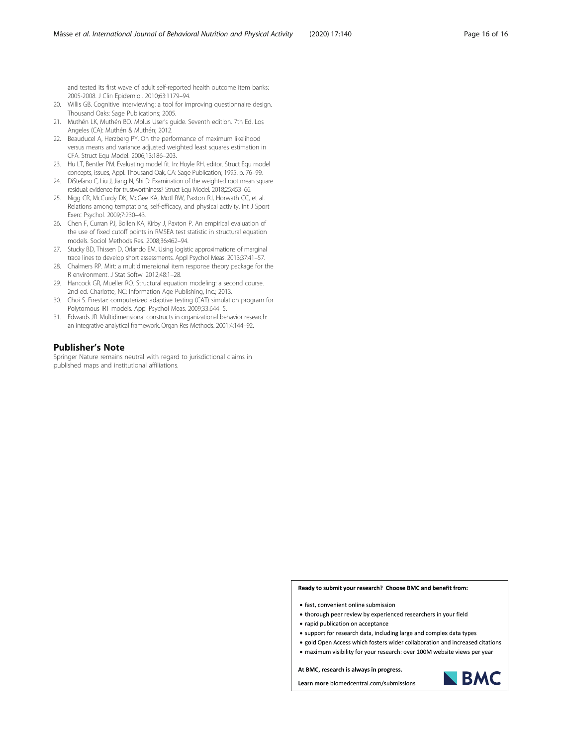and tested its first wave of adult self-reported health outcome item banks: 2005-2008. J Clin Epidemiol. 2010;63:1179–94.

20. Willis GB. Cognitive interviewing: a tool for improving questionnaire design. Thousand Oaks: Sage Publications; 2005.
21. Muthén LK, Muthén BO. Mplus User's guide. Seventh edition. 7th Ed. Los Angeles (CA): Muthén & Muthén; 2012.
22. Beauducel A, Herzberg PY. On the performance of maximum likelihood versus means and variance adjusted weighted least squares estimation in CFA. Struct Equ Model. 2006;13:186–203.
23. Hu LT, Bentler PM. Evaluating model fit. In: Hoyle RH, editor. Struct Equ model concepts, issues, Appl. Thousand Oak, CA: Sage Publication; 1995. p. 76–99.
24. DiStefano C, Liu J, Jiang N, Shi D. Examination of the weighted root mean square residual: evidence for trustworthiness? Struct Equ Model. 2018;25:453–66.
25. Nigg CR, McCurdy DK, McGee KA, Motl RW, Paxton RJ, Horwath CC, et al. Relations among temptations, self-efficacy, and physical activity. Int J Sport Exerc Psychol. 2009;7:230–43.
26. Chen F, Curran PJ, Bollen KA, Kirby J, Paxton P. An empirical evaluation of the use of fixed cutoff points in RMSEA test statistic in structural equation models. Sociol Methods Res. 2008;36:462–94.
27. Stucky BD, Thissen D, Orlando EM. Using logistic approximations of marginal trace lines to develop short assessments. Appl Psychol Meas. 2013;37:41–57.
28. Chalmers RP. Mirt: a multidimensional item response theory package for the R environment. J Stat Softw. 2012;48:1–28.
29. Hancock GR, Mueller RO. Structural equation modeling: a second course. 2nd ed. Charlotte, NC: Information Age Publishing, Inc.; 2013.
30. Choi S. Firestar: computerized adaptive testing (CAT) simulation program for Polytomous IRT models. Appl Psychol Meas. 2009;33:644–5.
31. Edwards JR. Multidimensional constructs in organizational behavior research: an integrative analytical framework. Organ Res Methods. 2001;4:144–92.

## Publisher's Note

Springer Nature remains neutral with regard to jurisdictional claims in published maps and institutional affiliations.

**Ready to submit your research? Choose BMC and benefit from:**

- fast, convenient online submission
- thorough peer review by experienced researchers in your field
- rapid publication on acceptance
- support for research data, including large and complex data types
- gold Open Access which fosters wider collaboration and increased citations
- maximum visibility for your research: over 100M website views per year

**At BMC, research is always in progress.**

**Learn more** biomedcentral.com/submissions

BMC